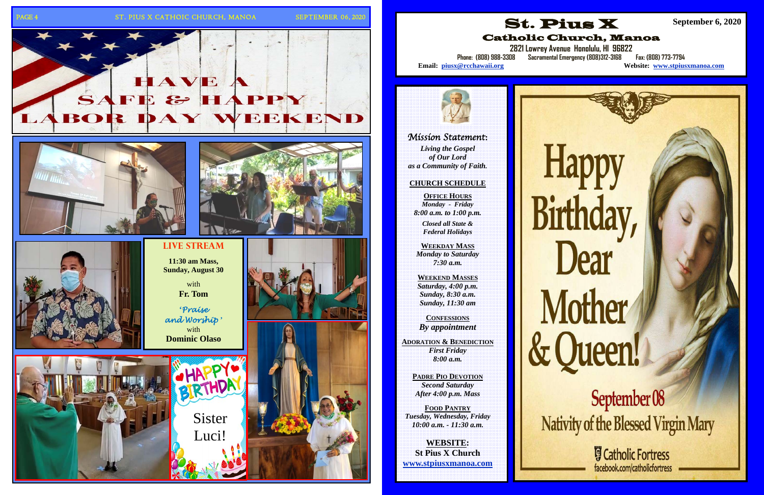# HAVE A SAFE & HAPPY LABOR DAY WEEKEND

**LIVE STREAM**

**11:30 am Mass, Sunday, August 30**

with
**Fr. Tom**

*'Praise and Worship'*
with
**Dominic Olaso**

HAPPY BIRTHDAY Sister Luci!

# St. Pius X

## Catholic Church, Manoa

**September 6, 2020**

2821 Lowrey Avenue Honolulu, HI 96822

Phone: (808) 988-3308 Sacramental Emergency (808)312-3168 Fax: (808) 773-7794

**Email:** piusx@rcchawaii.org **Website:** www.stpiusxmanoa.com

*Mission Statement:*

***Living the Gospel of Our Lord as a Community of Faith.***

**CHURCH SCHEDULE**

**OFFICE HOURS**
*Monday - Friday*
*8:00 a.m. to 1:00 p.m.*
*Closed all State & Federal Holidays*

**WEEKDAY MASS**
*Monday to Saturday*
*7:30 a.m.*

**WEEKEND MASSES**
*Saturday, 4:00 p.m.*
*Sunday, 8:30 a.m.*
*Sunday, 11:30 am*

**CONFESSIONS**
*By appointment*

**ADORATION & BENEDICTION**
*First Friday*
*8:00 a.m.*

**PADRE PIO DEVOTION**
*Second Saturday*
*After 4:00 p.m. Mass*

**FOOD PANTRY**
*Tuesday, Wednesday, Friday*
*10:00 a.m. - 11:30 a.m.*

**WEBSITE:**
**St Pius X Church**
**www.stpiusxmanoa.com**

Happy Birthday, Dear Mother & Queen!

September 08
Nativity of the Blessed Virgin Mary

Catholic Fortress
facebook.com/catholicfortress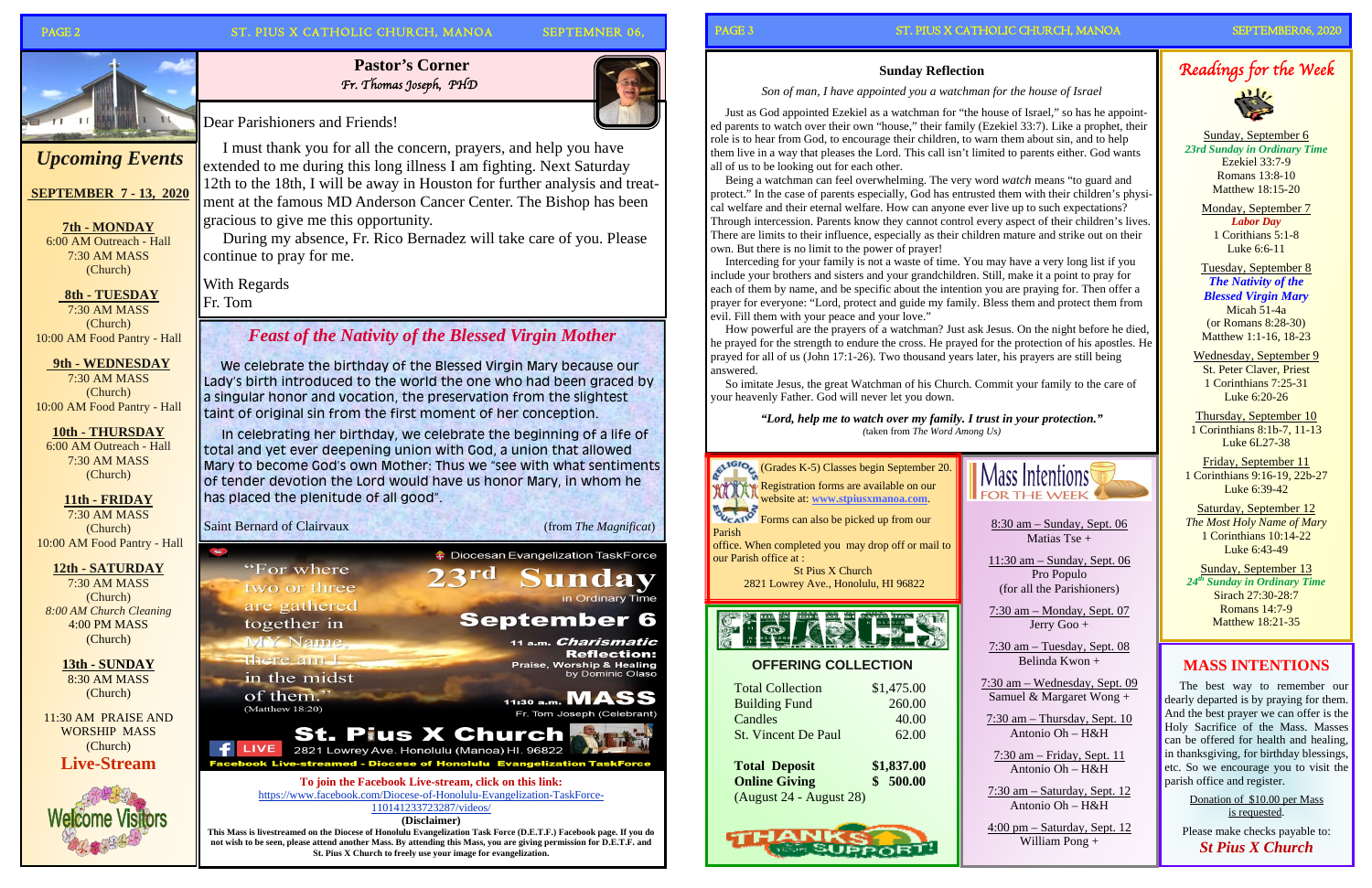## Upcoming Events

**SEPTEMBER 7 - 13, 2020**

**7th - MONDAY**
6:00 AM Outreach - Hall
7:30 AM MASS
(Church)

**8th - TUESDAY**
7:30 AM MASS
(Church)
10:00 AM Food Pantry - Hall

**9th - WEDNESDAY**
7:30 AM MASS
(Church)
10:00 AM Food Pantry - Hall

**10th - THURSDAY**
6:00 AM Outreach - Hall
7:30 AM MASS
(Church)

**11th - FRIDAY**
7:30 AM MASS
(Church)
10:00 AM Food Pantry - Hall

**12th - SATURDAY**
7:30 AM MASS
(Church)
*8:00 AM Church Cleaning*
4:00 PM MASS
(Church)

**13th - SUNDAY**
8:30 AM MASS
(Church)

11:30 AM PRAISE AND WORSHIP MASS
(Church)
**Live-Stream**

Welcome Visitors

## Pastor's Corner

*Fr. Thomas Joseph, PHD*

Dear Parishioners and Friends!

I must thank you for all the concern, prayers, and help you have extended to me during this long illness I am fighting. Next Saturday 12th to the 18th, I will be away in Houston for further analysis and treatment at the famous MD Anderson Cancer Center. The Bishop has been gracious to give me this opportunity.

During my absence, Fr. Rico Bernadez will take care of you. Please continue to pray for me.

With Regards
Fr. Tom

## Feast of the Nativity of the Blessed Virgin Mother

We celebrate the birthday of the Blessed Virgin Mary because our Lady's birth introduced to the world the one who had been graced by a singular honor and vocation, the preservation from the slightest taint of original sin from the first moment of her conception.

In celebrating her birthday, we celebrate the beginning of a life of total and yet ever deepening union with God, a union that allowed Mary to become God's own Mother: Thus we "see with what sentiments of tender devotion the Lord would have us honor Mary, in whom he has placed the plenitude of all good".

Saint Bernard of Clairvaux (from *The Magnificat*)

Diocesan Evangelization TaskForce

"For where two or three are gathered together in MY Name, there am I in the midst of them." (Matthew 18:20)

**23rd Sunday** in Ordinary Time
**September 6**
11 a.m. *Charismatic* **Reflection:** Praise, Worship & Healing by Dominic Olaso
11:30 a.m. **MASS**
Fr. Tom Joseph (Celebrant)

**St. Pius X Church**
2821 Lowrey Ave. Honolulu (Manoa) HI. 96822
LIVE
Facebook Live-streamed - Diocese of Honolulu Evangelization TaskForce

**To join the Facebook Live-stream, click on this link:**
https://www.facebook.com/Diocese-of-Honolulu-Evangelization-TaskForce-110141233723287/videos/

**(Disclaimer)**
**This Mass is livestreamed on the Diocese of Honolulu Evangelization Task Force (D.E.T.F.) Facebook page. If you do not wish to be seen, please attend another Mass. By attending this Mass, you are giving permission for D.E.T.F. and St. Pius X Church to freely use your image for evangelization.**

## Sunday Reflection

*Son of man, I have appointed you a watchman for the house of Israel*

Just as God appointed Ezekiel as a watchman for "the house of Israel," so has he appointed parents to watch over their own "house," their family (Ezekiel 33:7). Like a prophet, their role is to hear from God, to encourage their children, to warn them about sin, and to help them live in a way that pleases the Lord. This call isn't limited to parents either. God wants all of us to be looking out for each other.

Being a watchman can feel overwhelming. The very word *watch* means "to guard and protect." In the case of parents especially, God has entrusted them with their children's physical welfare and their eternal welfare. How can anyone ever live up to such expectations? Through intercession. Parents know they cannot control every aspect of their children's lives. There are limits to their influence, especially as their children mature and strike out on their own. But there is no limit to the power of prayer!

Interceding for your family is not a waste of time. You may have a very long list if you include your brothers and sisters and your grandchildren. Still, make it a point to pray for each of them by name, and be specific about the intention you are praying for. Then offer a prayer for everyone: "Lord, protect and guide my family. Bless them and protect them from evil. Fill them with your peace and your love."

How powerful are the prayers of a watchman? Just ask Jesus. On the night before he died, he prayed for the strength to endure the cross. He prayed for the protection of his apostles. He prayed for all of us (John 17:1-26). Two thousand years later, his prayers are still being answered.

So imitate Jesus, the great Watchman of his Church. Commit your family to the care of your heavenly Father. God will never let you down.

***"Lord, help me to watch over my family. I trust in your protection."***
*(taken from The Word Among Us)*

## Readings for the Week

Sunday, September 6
***23rd Sunday in Ordinary Time***
Ezekiel 33:7-9
Romans 13:8-10
Matthew 18:15-20

Monday, September 7
***Labor Day***
1 Corithians 5:1-8
Luke 6:6-11

Tuesday, September 8
***The Nativity of the Blessed Virgin Mary***
Micah 51-4a
(or Romans 8:28-30)
Matthew 1:1-16, 18-23

Wednesday, September 9
St. Peter Claver, Priest
1 Corinthians 7:25-31
Luke 6:20-26

Thursday, September 10
1 Corinthians 8:1b-7, 11-13
Luke 6L27-38

Friday, September 11
1 Corinthians 9:16-19, 22b-27
Luke 6:39-42

Saturday, September 12
*The Most Holy Name of Mary*
1 Corinthians 10:14-22
Luke 6:43-49

Sunday, September 13
***24th Sunday in Ordinary Time***
Sirach 27:30-28:7
Romans 14:7-9
Matthew 18:21-35

## Religious Education

(Grades K-5) Classes begin September 20. Registration forms are available on our website at: www.stpiusxmanoa.com.

Forms can also be picked up from our Parish office. When completed you may drop off or mail to our Parish office at:
St Pius X Church
2821 Lowrey Ave., Honolulu, HI 96822

## FINANCES

**OFFERING COLLECTION**

| | |
|---|---|
| Total Collection | $1,475.00 |
| Building Fund | 260.00 |
| Candles | 40.00 |
| St. Vincent De Paul | 62.00 |
| **Total Deposit** | **$1,837.00** |
| **Online Giving** | **$ 500.00** |
| (August 24 - August 28) | |

THANKS FOR YOUR SUPPORT!

## Mass Intentions FOR THE WEEK

8:30 am – Sunday, Sept. 06
Matias Tse +

11:30 am – Sunday, Sept. 06
Pro Populo
(for all the Parishioners)

7:30 am – Monday, Sept. 07
Jerry Goo +

7:30 am – Tuesday, Sept. 08
Belinda Kwon +

7:30 am – Wednesday, Sept. 09
Samuel & Margaret Wong +

7:30 am – Thursday, Sept. 10
Antonio Oh – H&H

7:30 am – Friday, Sept. 11
Antonio Oh – H&H

7:30 am – Saturday, Sept. 12
Antonio Oh – H&H

4:00 pm – Saturday, Sept. 12
William Pong +

## MASS INTENTIONS

The best way to remember our dearly departed is by praying for them. And the best prayer we can offer is the Holy Sacrifice of the Mass. Masses can be offered for health and healing, in thanksgiving, for birthday blessings, etc. So we encourage you to visit the parish office and register.

Donation of $10.00 per Mass is requested.

Please make checks payable to:
***St Pius X Church***